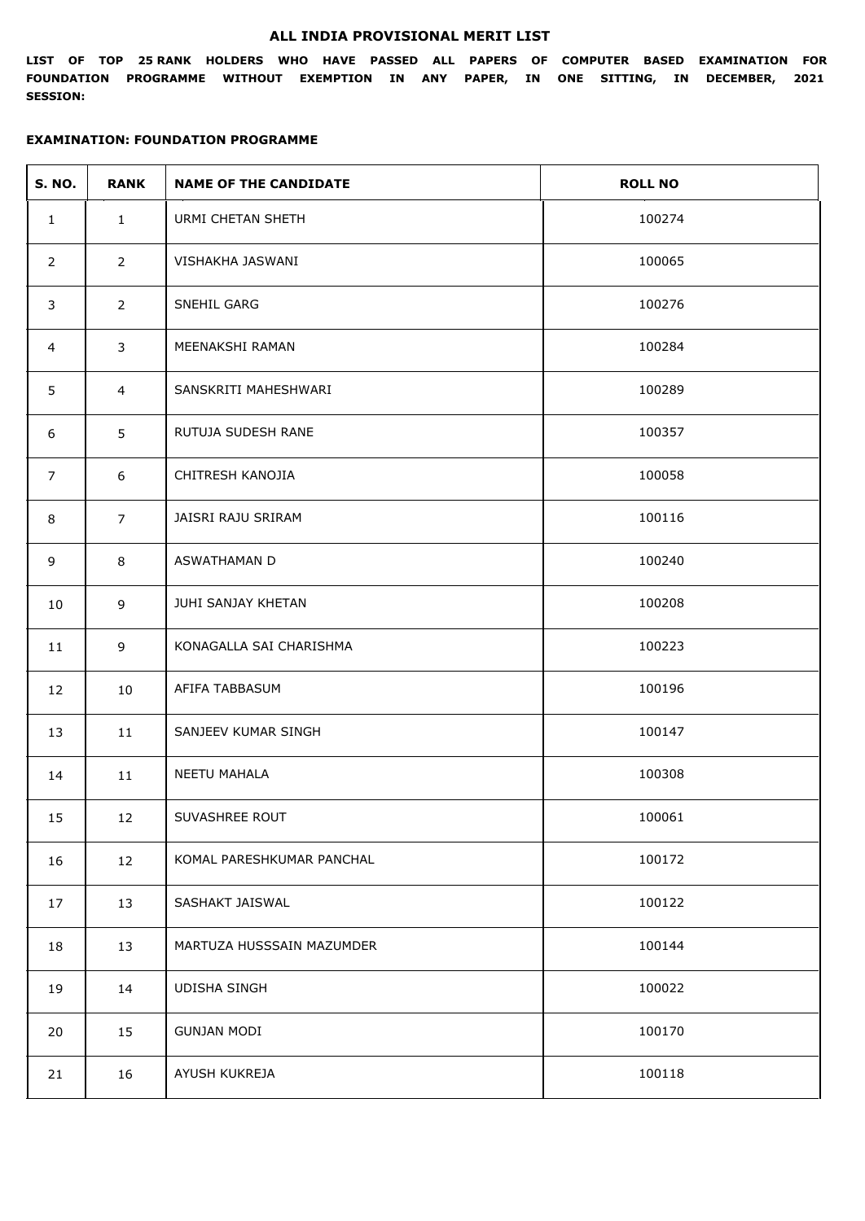# ALL INDIA PROVISIONAL MERIT LIST

**LIST OF TOP 25 RANK HOLDERS WHO HAVE PASSED ALL PAPERS OF COMPUTER BASED EXAMINATION FOR FOUNDATION PROGRAMME WITHOUT EXEMPTION IN ANY PAPER, IN ONE SITTING, IN DECEMBER, 2021 SESSION:**

**EXAMINATION: FOUNDATION PROGRAMME**

| S. NO. | RANK | NAME OF THE CANDIDATE | ROLL NO |
|---|---|---|---|
| 1 | 1 | URMI CHETAN SHETH | 100274 |
| 2 | 2 | VISHAKHA JASWANI | 100065 |
| 3 | 2 | SNEHIL GARG | 100276 |
| 4 | 3 | MEENAKSHI RAMAN | 100284 |
| 5 | 4 | SANSKRITI MAHESHWARI | 100289 |
| 6 | 5 | RUTUJA SUDESH RANE | 100357 |
| 7 | 6 | CHITRESH KANOJIA | 100058 |
| 8 | 7 | JAISRI RAJU SRIRAM | 100116 |
| 9 | 8 | ASWATHAMAN D | 100240 |
| 10 | 9 | JUHI SANJAY KHETAN | 100208 |
| 11 | 9 | KONAGALLA SAI CHARISHMA | 100223 |
| 12 | 10 | AFIFA TABBASUM | 100196 |
| 13 | 11 | SANJEEV KUMAR SINGH | 100147 |
| 14 | 11 | NEETU MAHALA | 100308 |
| 15 | 12 | SUVASHREE ROUT | 100061 |
| 16 | 12 | KOMAL PARESHKUMAR PANCHAL | 100172 |
| 17 | 13 | SASHAKT JAISWAL | 100122 |
| 18 | 13 | MARTUZA HUSSSAIN MAZUMDER | 100144 |
| 19 | 14 | UDISHA SINGH | 100022 |
| 20 | 15 | GUNJAN MODI | 100170 |
| 21 | 16 | AYUSH KUKREJA | 100118 |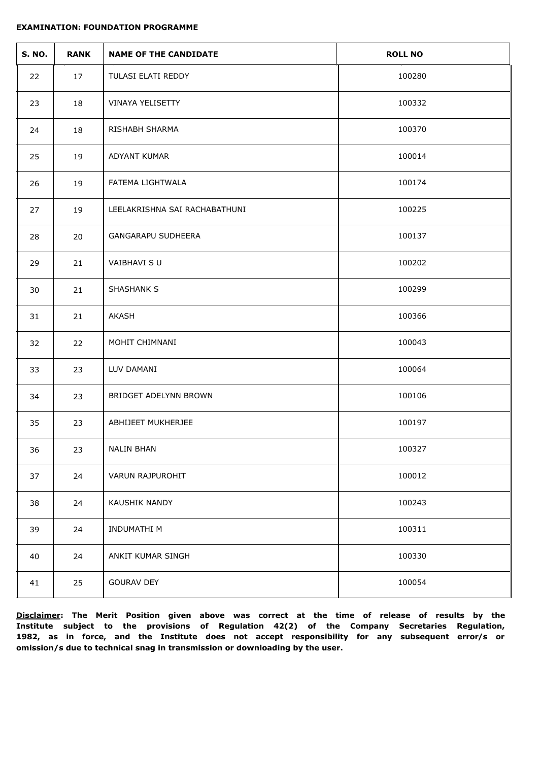**EXAMINATION: FOUNDATION PROGRAMME**

| S. NO. | RANK | NAME OF THE CANDIDATE | ROLL NO |
|---|---|---|---|
| 22 | 17 | TULASI ELATI REDDY | 100280 |
| 23 | 18 | VINAYA YELISETTY | 100332 |
| 24 | 18 | RISHABH SHARMA | 100370 |
| 25 | 19 | ADYANT KUMAR | 100014 |
| 26 | 19 | FATEMA LIGHTWALA | 100174 |
| 27 | 19 | LEELAKRISHNA SAI RACHABATHUNI | 100225 |
| 28 | 20 | GANGARAPU SUDHEERA | 100137 |
| 29 | 21 | VAIBHAVI S U | 100202 |
| 30 | 21 | SHASHANK S | 100299 |
| 31 | 21 | AKASH | 100366 |
| 32 | 22 | MOHIT CHIMNANI | 100043 |
| 33 | 23 | LUV DAMANI | 100064 |
| 34 | 23 | BRIDGET ADELYNN BROWN | 100106 |
| 35 | 23 | ABHIJEET MUKHERJEE | 100197 |
| 36 | 23 | NALIN BHAN | 100327 |
| 37 | 24 | VARUN RAJPUROHIT | 100012 |
| 38 | 24 | KAUSHIK NANDY | 100243 |
| 39 | 24 | INDUMATHI M | 100311 |
| 40 | 24 | ANKIT KUMAR SINGH | 100330 |
| 41 | 25 | GOURAV DEY | 100054 |

**Disclaimer: The Merit Position given above was correct at the time of release of results by the Institute subject to the provisions of Regulation 42(2) of the Company Secretaries Regulation, 1982, as in force, and the Institute does not accept responsibility for any subsequent error/s or omission/s due to technical snag in transmission or downloading by the user.**